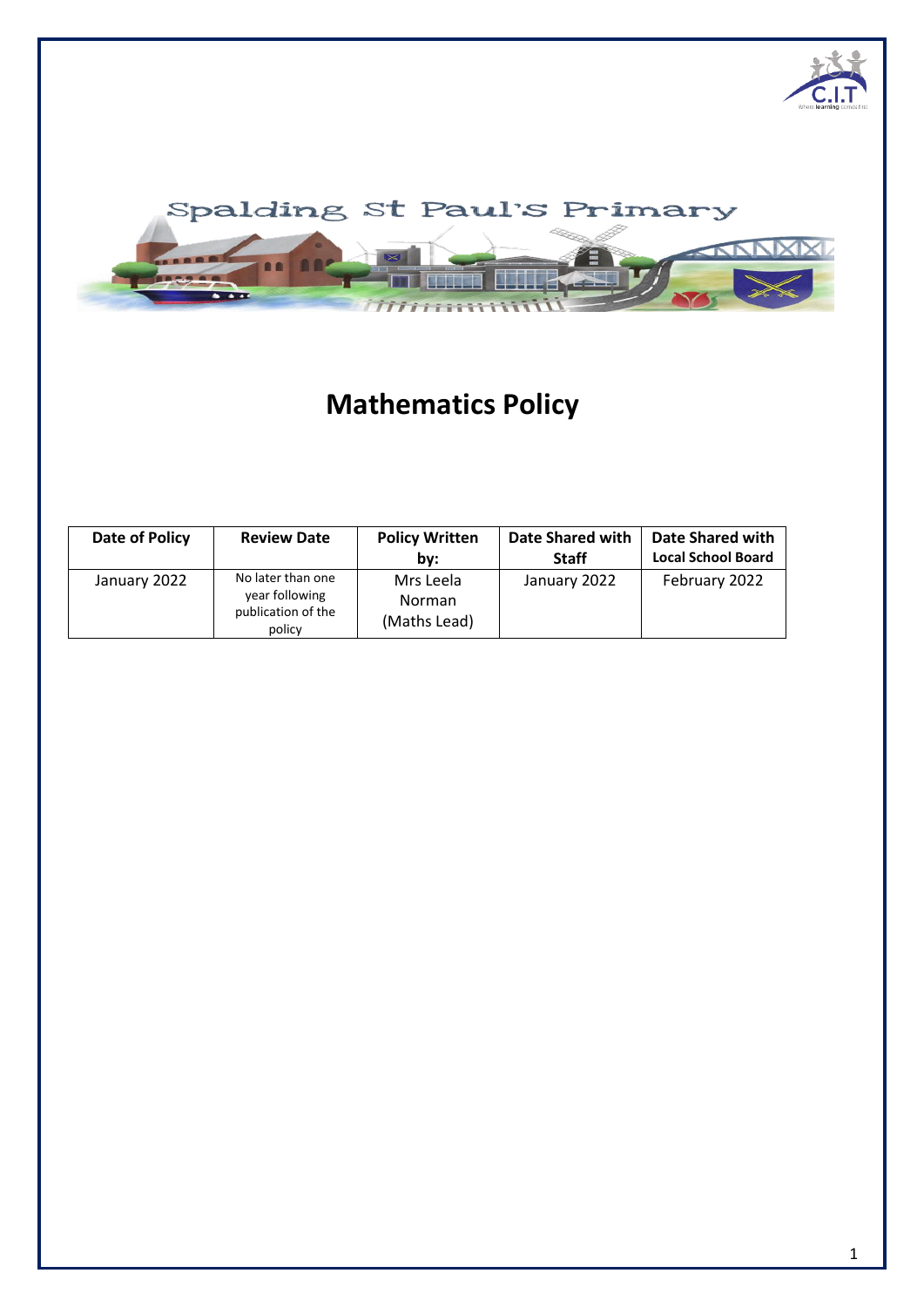Spalding St Paul's Primary

# Mathematics Policy

| Date of Policy | Review Date | Policy Written by: | Date Shared with Staff | Date Shared with Local School Board |
| --- | --- | --- | --- | --- |
| January 2022 | No later than one year following publication of the policy | Mrs Leela Norman (Maths Lead) | January 2022 | February 2022 |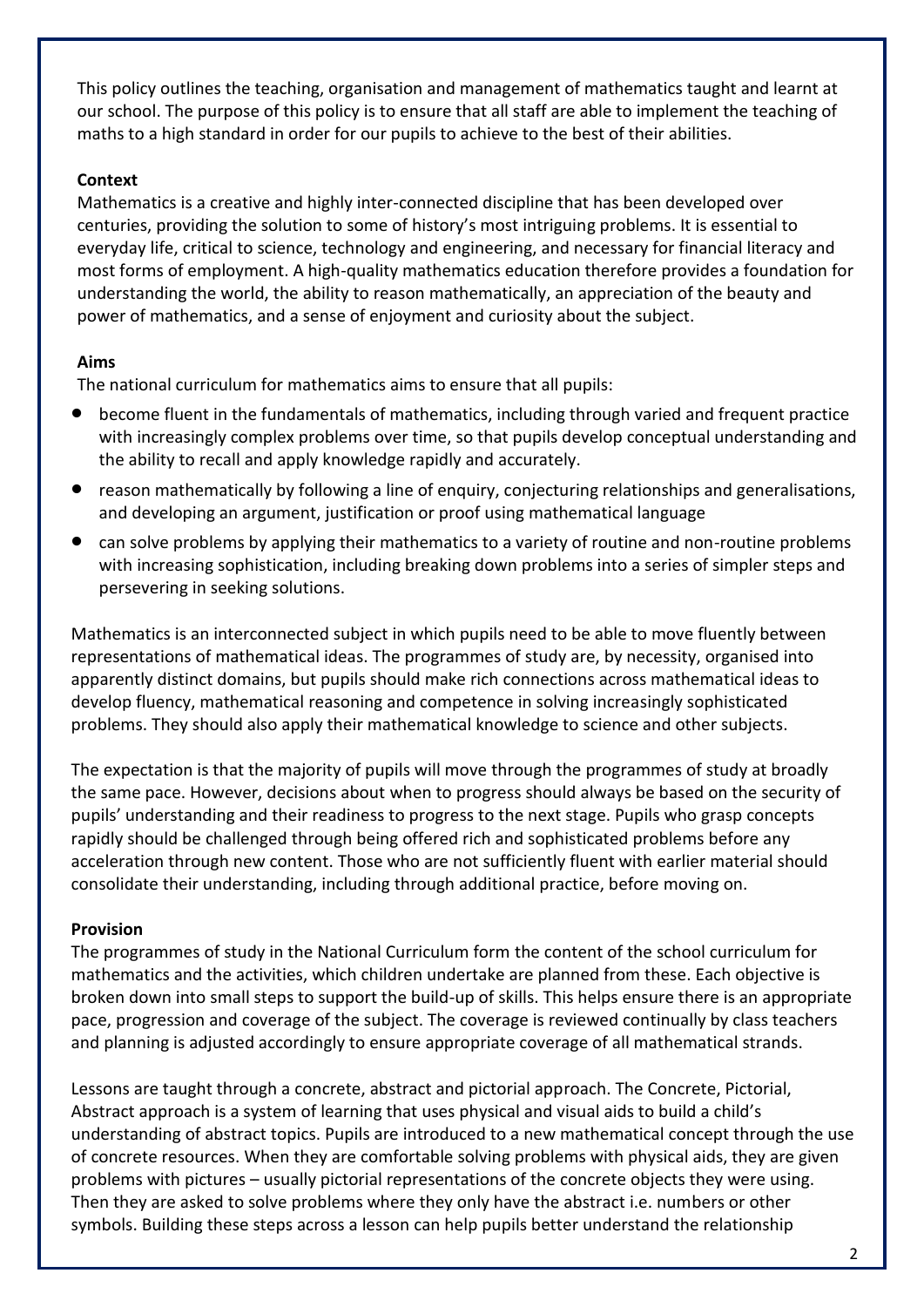This policy outlines the teaching, organisation and management of mathematics taught and learnt at our school. The purpose of this policy is to ensure that all staff are able to implement the teaching of maths to a high standard in order for our pupils to achieve to the best of their abilities.

**Context**

Mathematics is a creative and highly inter-connected discipline that has been developed over centuries, providing the solution to some of history's most intriguing problems. It is essential to everyday life, critical to science, technology and engineering, and necessary for financial literacy and most forms of employment. A high-quality mathematics education therefore provides a foundation for understanding the world, the ability to reason mathematically, an appreciation of the beauty and power of mathematics, and a sense of enjoyment and curiosity about the subject.

**Aims**

The national curriculum for mathematics aims to ensure that all pupils:

- become fluent in the fundamentals of mathematics, including through varied and frequent practice with increasingly complex problems over time, so that pupils develop conceptual understanding and the ability to recall and apply knowledge rapidly and accurately.
- reason mathematically by following a line of enquiry, conjecturing relationships and generalisations, and developing an argument, justification or proof using mathematical language
- can solve problems by applying their mathematics to a variety of routine and non-routine problems with increasing sophistication, including breaking down problems into a series of simpler steps and persevering in seeking solutions.

Mathematics is an interconnected subject in which pupils need to be able to move fluently between representations of mathematical ideas. The programmes of study are, by necessity, organised into apparently distinct domains, but pupils should make rich connections across mathematical ideas to develop fluency, mathematical reasoning and competence in solving increasingly sophisticated problems. They should also apply their mathematical knowledge to science and other subjects.

The expectation is that the majority of pupils will move through the programmes of study at broadly the same pace. However, decisions about when to progress should always be based on the security of pupils' understanding and their readiness to progress to the next stage. Pupils who grasp concepts rapidly should be challenged through being offered rich and sophisticated problems before any acceleration through new content. Those who are not sufficiently fluent with earlier material should consolidate their understanding, including through additional practice, before moving on.

**Provision**

The programmes of study in the National Curriculum form the content of the school curriculum for mathematics and the activities, which children undertake are planned from these. Each objective is broken down into small steps to support the build-up of skills. This helps ensure there is an appropriate pace, progression and coverage of the subject. The coverage is reviewed continually by class teachers and planning is adjusted accordingly to ensure appropriate coverage of all mathematical strands.

Lessons are taught through a concrete, abstract and pictorial approach. The Concrete, Pictorial, Abstract approach is a system of learning that uses physical and visual aids to build a child's understanding of abstract topics. Pupils are introduced to a new mathematical concept through the use of concrete resources. When they are comfortable solving problems with physical aids, they are given problems with pictures – usually pictorial representations of the concrete objects they were using. Then they are asked to solve problems where they only have the abstract i.e. numbers or other symbols. Building these steps across a lesson can help pupils better understand the relationship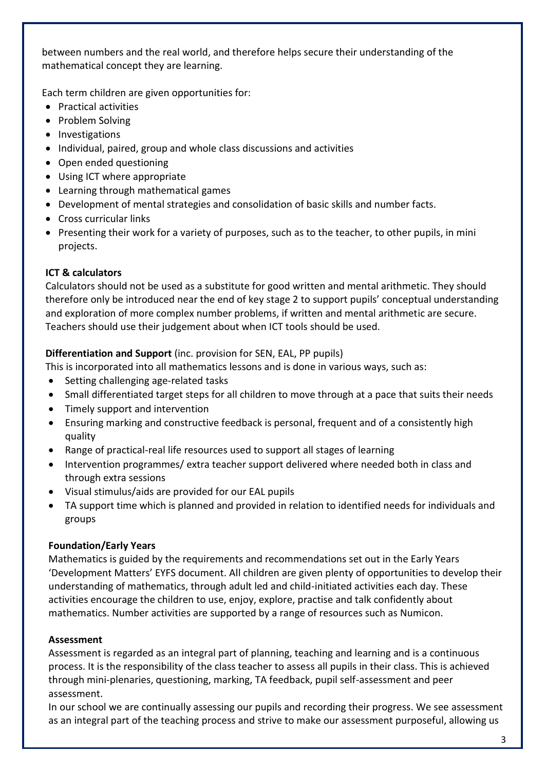between numbers and the real world, and therefore helps secure their understanding of the mathematical concept they are learning.

Each term children are given opportunities for:

- Practical activities
- Problem Solving
- Investigations
- Individual, paired, group and whole class discussions and activities
- Open ended questioning
- Using ICT where appropriate
- Learning through mathematical games
- Development of mental strategies and consolidation of basic skills and number facts.
- Cross curricular links
- Presenting their work for a variety of purposes, such as to the teacher, to other pupils, in mini projects.

**ICT & calculators**

Calculators should not be used as a substitute for good written and mental arithmetic. They should therefore only be introduced near the end of key stage 2 to support pupils' conceptual understanding and exploration of more complex number problems, if written and mental arithmetic are secure. Teachers should use their judgement about when ICT tools should be used.

**Differentiation and Support** (inc. provision for SEN, EAL, PP pupils)

This is incorporated into all mathematics lessons and is done in various ways, such as:

- Setting challenging age-related tasks
- Small differentiated target steps for all children to move through at a pace that suits their needs
- Timely support and intervention
- Ensuring marking and constructive feedback is personal, frequent and of a consistently high quality
- Range of practical-real life resources used to support all stages of learning
- Intervention programmes/ extra teacher support delivered where needed both in class and through extra sessions
- Visual stimulus/aids are provided for our EAL pupils
- TA support time which is planned and provided in relation to identified needs for individuals and groups

**Foundation/Early Years**

Mathematics is guided by the requirements and recommendations set out in the Early Years 'Development Matters' EYFS document. All children are given plenty of opportunities to develop their understanding of mathematics, through adult led and child-initiated activities each day. These activities encourage the children to use, enjoy, explore, practise and talk confidently about mathematics. Number activities are supported by a range of resources such as Numicon.

**Assessment**

Assessment is regarded as an integral part of planning, teaching and learning and is a continuous process. It is the responsibility of the class teacher to assess all pupils in their class. This is achieved through mini-plenaries, questioning, marking, TA feedback, pupil self-assessment and peer assessment.

In our school we are continually assessing our pupils and recording their progress. We see assessment as an integral part of the teaching process and strive to make our assessment purposeful, allowing us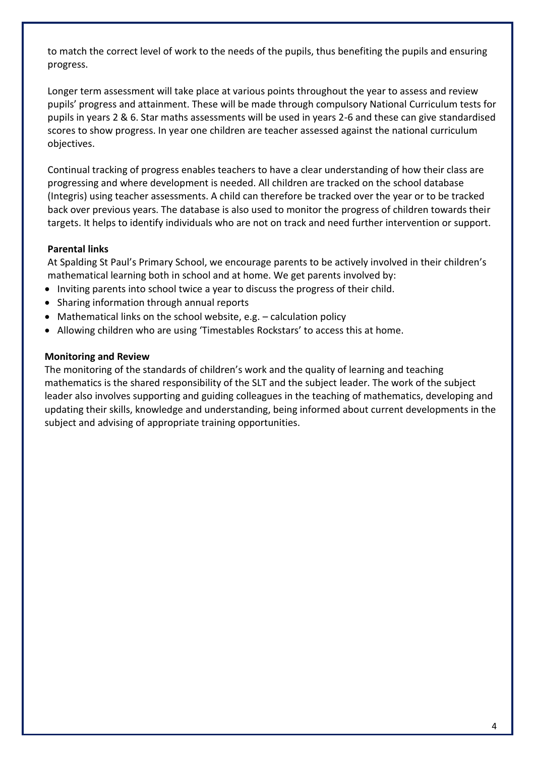to match the correct level of work to the needs of the pupils, thus benefiting the pupils and ensuring progress.

Longer term assessment will take place at various points throughout the year to assess and review pupils' progress and attainment. These will be made through compulsory National Curriculum tests for pupils in years 2 & 6. Star maths assessments will be used in years 2-6 and these can give standardised scores to show progress. In year one children are teacher assessed against the national curriculum objectives.

Continual tracking of progress enables teachers to have a clear understanding of how their class are progressing and where development is needed. All children are tracked on the school database (Integris) using teacher assessments. A child can therefore be tracked over the year or to be tracked back over previous years. The database is also used to monitor the progress of children towards their targets. It helps to identify individuals who are not on track and need further intervention or support.

**Parental links**

At Spalding St Paul's Primary School, we encourage parents to be actively involved in their children's mathematical learning both in school and at home. We get parents involved by:

- Inviting parents into school twice a year to discuss the progress of their child.
- Sharing information through annual reports
- Mathematical links on the school website, e.g. – calculation policy
- Allowing children who are using 'Timestables Rockstars' to access this at home.

**Monitoring and Review**

The monitoring of the standards of children's work and the quality of learning and teaching mathematics is the shared responsibility of the SLT and the subject leader. The work of the subject leader also involves supporting and guiding colleagues in the teaching of mathematics, developing and updating their skills, knowledge and understanding, being informed about current developments in the subject and advising of appropriate training opportunities.